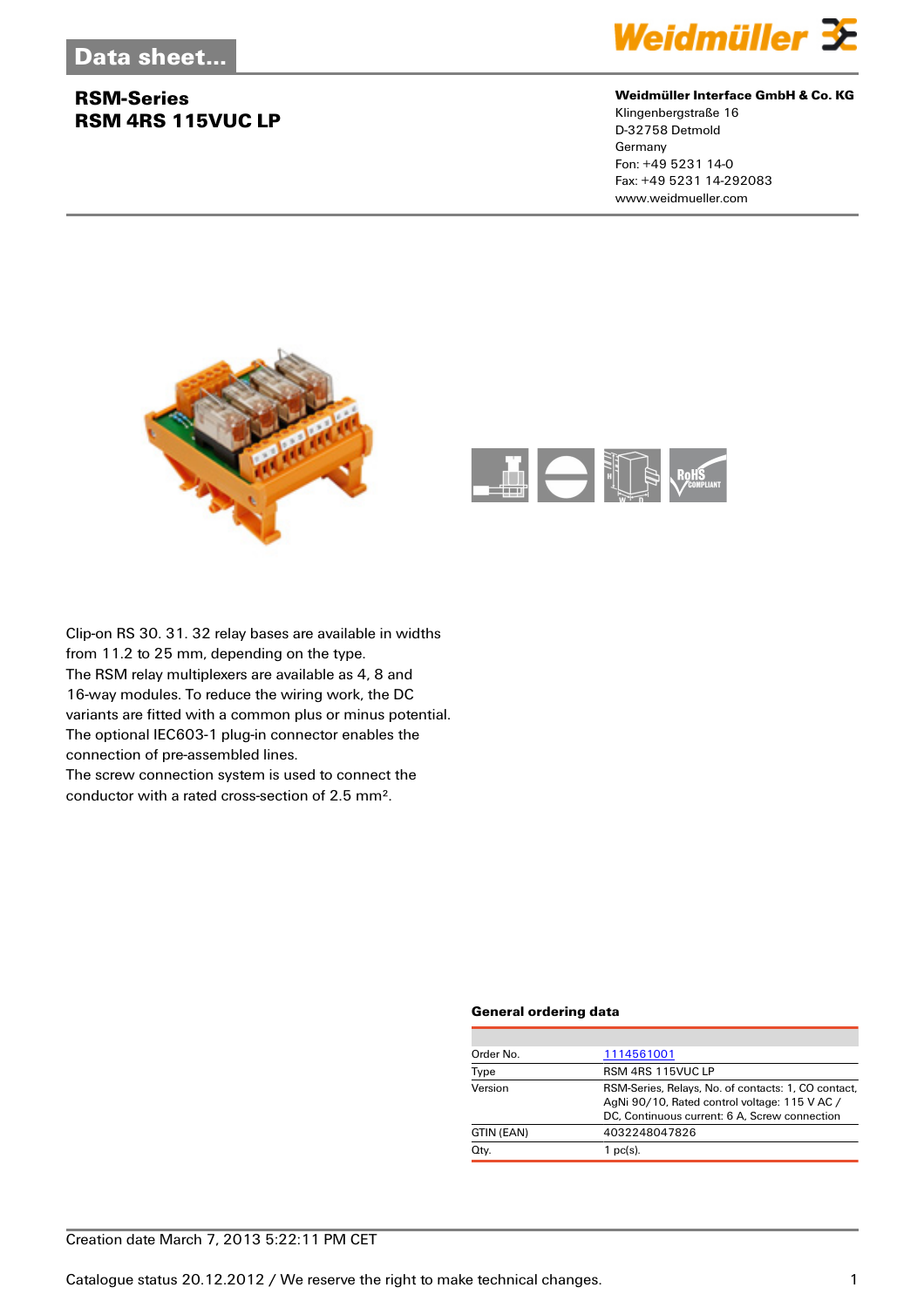# Data sheet...

## RSM-Series
## RSM 4RS 115VUC LP

**Weidmüller Interface GmbH & Co. KG**
Klingenbergstraße 16
D-32758 Detmold
Germany
Fon: +49 5231 14-0
Fax: +49 5231 14-292083
www.weidmueller.com

Clip-on RS 30. 31. 32 relay bases are available in widths from 11.2 to 25 mm, depending on the type.
The RSM relay multiplexers are available as 4, 8 and 16-way modules. To reduce the wiring work, the DC variants are fitted with a common plus or minus potential.
The optional IEC603-1 plug-in connector enables the connection of pre-assembled lines.
The screw connection system is used to connect the conductor with a rated cross-section of 2.5 mm².

### General ordering data

| | |
|---|---|
| Order No. | 1114561001 |
| Type | RSM 4RS 115VUC LP |
| Version | RSM-Series, Relays, No. of contacts: 1, CO contact, AgNi 90/10, Rated control voltage: 115 V AC / DC, Continuous current: 6 A, Screw connection |
| GTIN (EAN) | 4032248047826 |
| Qty. | 1 pc(s). |

Creation date March 7, 2013 5:22:11 PM CET

Catalogue status 20.12.2012 / We reserve the right to make technical changes.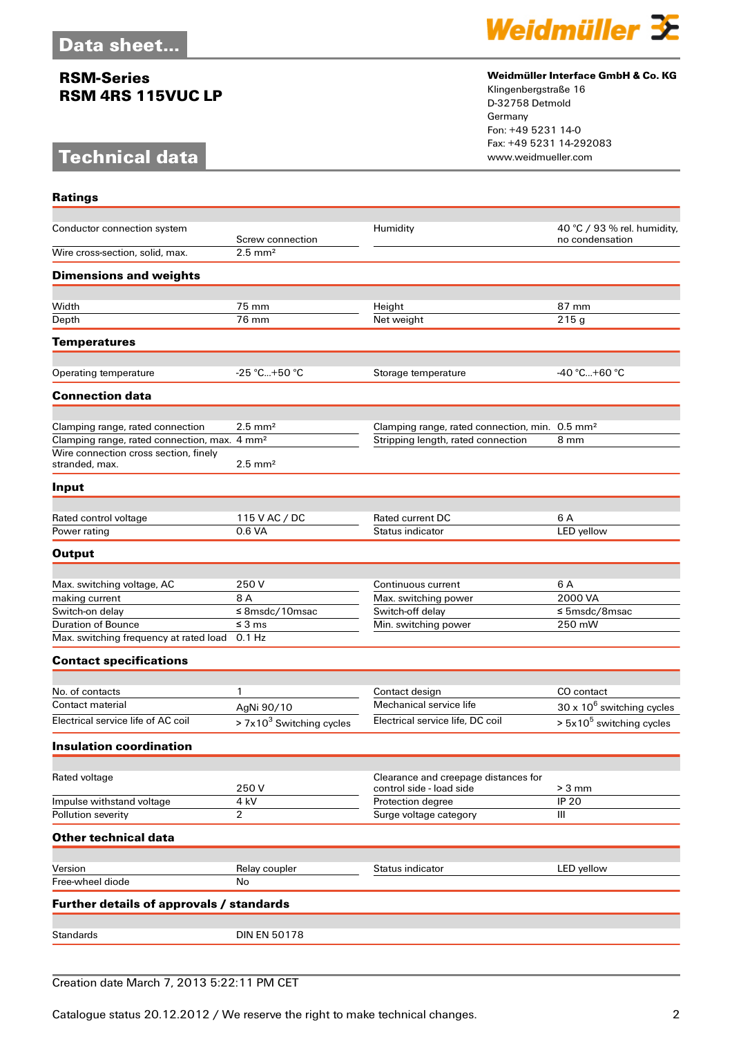# Data sheet...

## RSM-Series
## RSM 4RS 115VUC LP

**Weidmüller Interface GmbH & Co. KG**
Klingenbergstraße 16
D-32758 Detmold
Germany
Fon: +49 5231 14-0
Fax: +49 5231 14-292083
www.weidmueller.com

# Technical data

### Ratings

| | | | |
|---|---|---|---|
| Conductor connection system | Screw connection | Humidity | 40 °C / 93 % rel. humidity, no condensation |
| Wire cross-section, solid, max. | 2.5 mm² | | |

### Dimensions and weights

| | | | |
|---|---|---|---|
| Width | 75 mm | Height | 87 mm |
| Depth | 76 mm | Net weight | 215 g |

### Temperatures

| | | | |
|---|---|---|---|
| Operating temperature | -25 °C...+50 °C | Storage temperature | -40 °C...+60 °C |

### Connection data

| | | | |
|---|---|---|---|
| Clamping range, rated connection | 2.5 mm² | Clamping range, rated connection, min. | 0.5 mm² |
| Clamping range, rated connection, max. | 4 mm² | Stripping length, rated connection | 8 mm |
| Wire connection cross section, finely stranded, max. | 2.5 mm² | | |

### Input

| | | | |
|---|---|---|---|
| Rated control voltage | 115 V AC / DC | Rated current DC | 6 A |
| Power rating | 0.6 VA | Status indicator | LED yellow |

### Output

| | | | |
|---|---|---|---|
| Max. switching voltage, AC | 250 V | Continuous current | 6 A |
| making current | 8 A | Max. switching power | 2000 VA |
| Switch-on delay | ≤ 8msdc/10msac | Switch-off delay | ≤ 5msdc/8msac |
| Duration of Bounce | ≤ 3 ms | Min. switching power | 250 mW |
| Max. switching frequency at rated load | 0.1 Hz | | |

### Contact specifications

| | | | |
|---|---|---|---|
| No. of contacts | 1 | Contact design | CO contact |
| Contact material | AgNi 90/10 | Mechanical service life | 30 x $10^6$ switching cycles |
| Electrical service life of AC coil | > 7x$10^3$ Switching cycles | Electrical service life, DC coil | > 5x$10^5$ switching cycles |

### Insulation coordination

| | | | |
|---|---|---|---|
| Rated voltage | 250 V | Clearance and creepage distances for control side - load side | > 3 mm |
| Impulse withstand voltage | 4 kV | Protection degree | IP 20 |
| Pollution severity | 2 | Surge voltage category | III |

### Other technical data

| | | | |
|---|---|---|---|
| Version | Relay coupler | Status indicator | LED yellow |
| Free-wheel diode | No | | |

### Further details of approvals / standards

| | |
|---|---|
| Standards | DIN EN 50178 |

Creation date March 7, 2013 5:22:11 PM CET

Catalogue status 20.12.2012 / We reserve the right to make technical changes.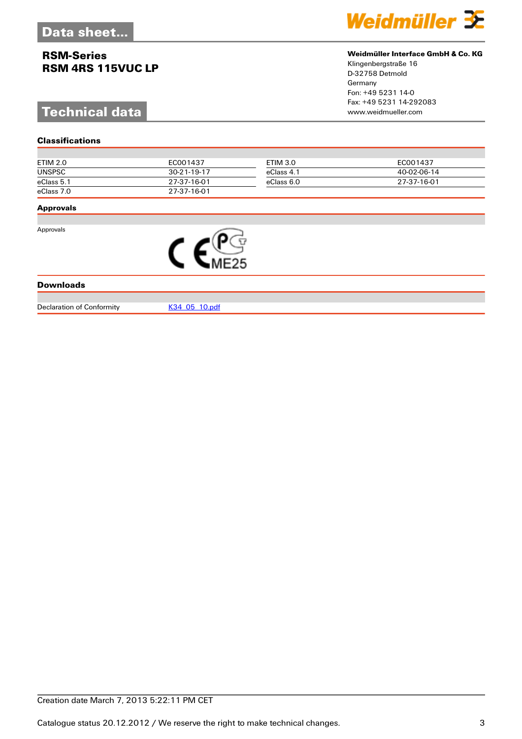# Data sheet...

## RSM-Series
## RSM 4RS 115VUC LP

**Weidmüller Interface GmbH & Co. KG**
Klingenbergstraße 16
D-32758 Detmold
Germany
Fon: +49 5231 14-0
Fax: +49 5231 14-292083
www.weidmueller.com

# Technical data

### Classifications

| | | | |
|---|---|---|---|
| ETIM 2.0 | EC001437 | ETIM 3.0 | EC001437 |
| UNSPSC | 30-21-19-17 | eClass 4.1 | 40-02-06-14 |
| eClass 5.1 | 27-37-16-01 | eClass 6.0 | 27-37-16-01 |
| eClass 7.0 | 27-37-16-01 | | |

### Approvals

| | |
|---|---|
| Approvals | CE, PCT ME25 |

### Downloads

| | |
|---|---|
| Declaration of Conformity | K34_05_10.pdf |

Creation date March 7, 2013 5:22:11 PM CET

Catalogue status 20.12.2012 / We reserve the right to make technical changes.